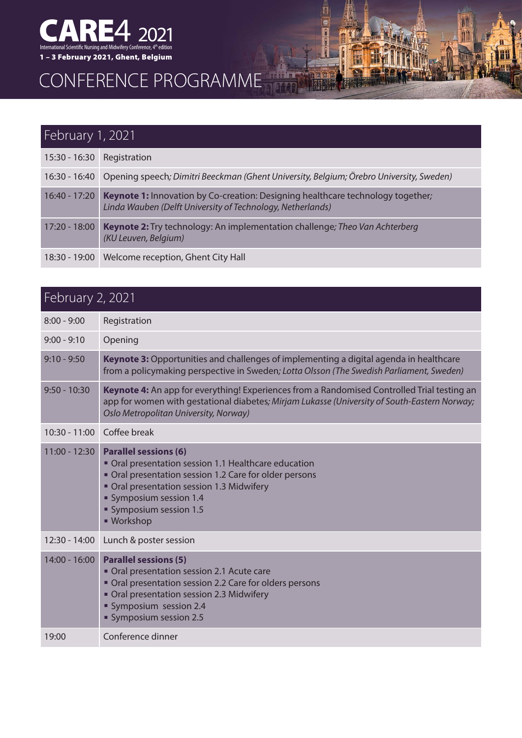# CARE4 2021

International Scientific Nursing and Midwifery Conference, 4th edition

**1 – 3 February 2021, Ghent, Belgium**

# CONFERENCE PROGRAMME

## February 1, 2021

| | |
|---|---|
| 15:30 - 16:30 | Registration |
| 16:30 - 16:40 | Opening speech*; Dimitri Beeckman (Ghent University, Belgium; Örebro University, Sweden)* |
| 16:40 - 17:20 | **Keynote 1:** Innovation by Co-creation: Designing healthcare technology together*; Linda Wauben (Delft University of Technology, Netherlands)* |
| 17:20 - 18:00 | **Keynote 2:** Try technology: An implementation challenge*; Theo Van Achterberg (KU Leuven, Belgium)* |
| 18:30 - 19:00 | Welcome reception, Ghent City Hall |

## February 2, 2021

| | |
|---|---|
| 8:00 - 9:00 | Registration |
| 9:00 - 9:10 | Opening |
| 9:10 - 9:50 | **Keynote 3:** Opportunities and challenges of implementing a digital agenda in healthcare from a policymaking perspective in Sweden*; Lotta Olsson (The Swedish Parliament, Sweden)* |
| 9:50 - 10:30 | **Keynote 4:** An app for everything! Experiences from a Randomised Controlled Trial testing an app for women with gestational diabetes*; Mirjam Lukasse (University of South-Eastern Norway; Oslo Metropolitan University, Norway)* |
| 10:30 - 11:00 | Coffee break |
| 11:00 - 12:30 | **Parallel sessions (6)**<br>▪ Oral presentation session 1.1 Healthcare education<br>▪ Oral presentation session 1.2 Care for older persons<br>▪ Oral presentation session 1.3 Midwifery<br>▪ Symposium session 1.4<br>▪ Symposium session 1.5<br>▪ Workshop |
| 12:30 - 14:00 | Lunch & poster session |
| 14:00 - 16:00 | **Parallel sessions (5)**<br>▪ Oral presentation session 2.1 Acute care<br>▪ Oral presentation session 2.2 Care for olders persons<br>▪ Oral presentation session 2.3 Midwifery<br>▪ Symposium session 2.4<br>▪ Symposium session 2.5 |
| 19:00 | Conference dinner |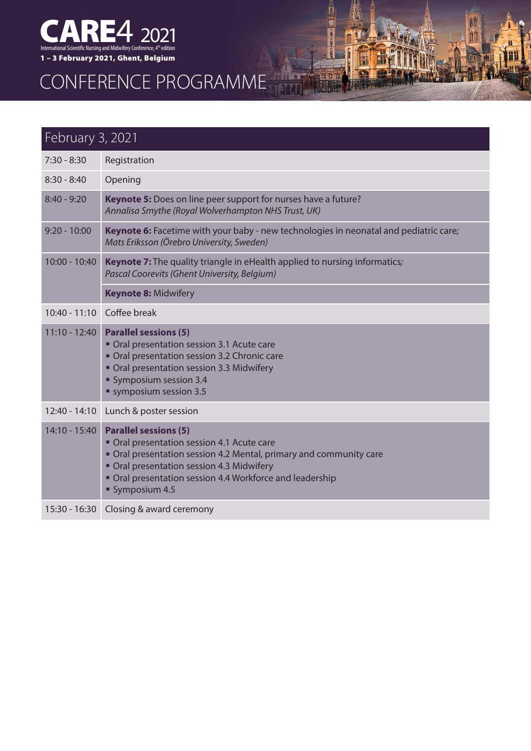# CARE4 2021

International Scientific Nursing and Midwifery Conference, 4th edition

**1 – 3 February 2021, Ghent, Belgium**

## CONFERENCE PROGRAMME

| February 3, 2021 | |
|---|---|
| 7:30 - 8:30 | Registration |
| 8:30 - 8:40 | Opening |
| 8:40 - 9:20 | **Keynote 5:** Does on line peer support for nurses have a future? *Annalisa Smythe (Royal Wolverhampton NHS Trust, UK)* |
| 9:20 - 10:00 | **Keynote 6:** Facetime with your baby - new technologies in neonatal and pediatric care; *Mats Eriksson (Örebro University, Sweden)* |
| 10:00 - 10:40 | **Keynote 7:** The quality triangle in eHealth applied to nursing informatics; *Pascal Coorevits (Ghent University, Belgium)* |
| | **Keynote 8:** Midwifery |
| 10:40 - 11:10 | Coffee break |
| 11:10 - 12:40 | **Parallel sessions (5)**<br>▪ Oral presentation session 3.1 Acute care<br>▪ Oral presentation session 3.2 Chronic care<br>▪ Oral presentation session 3.3 Midwifery<br>▪ Symposium session 3.4<br>▪ symposium session 3.5 |
| 12:40 - 14:10 | Lunch & poster session |
| 14:10 - 15:40 | **Parallel sessions (5)**<br>▪ Oral presentation session 4.1 Acute care<br>▪ Oral presentation session 4.2 Mental, primary and community care<br>▪ Oral presentation session 4.3 Midwifery<br>▪ Oral presentation session 4.4 Workforce and leadership<br>▪ Symposium 4.5 |
| 15:30 - 16:30 | Closing & award ceremony |